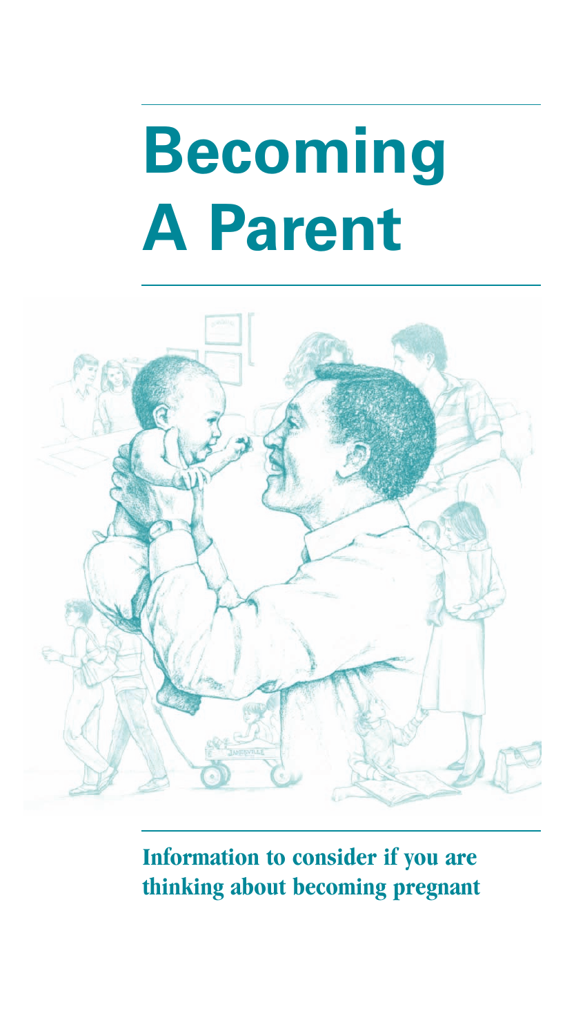# Becoming A Parent

**Information to consider if you are thinking about becoming pregnant**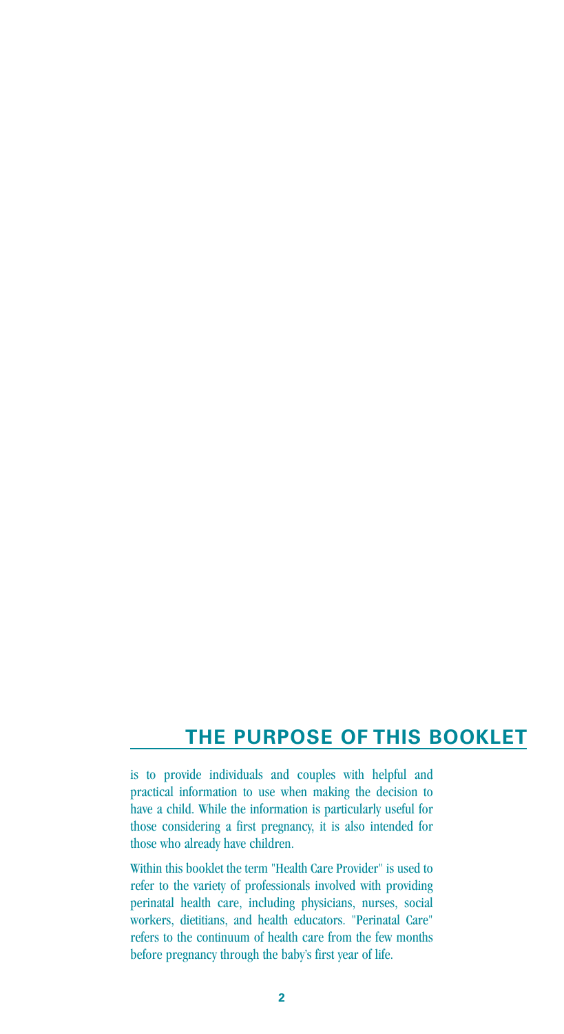## THE PURPOSE OF THIS BOOKLET

is to provide individuals and couples with helpful and practical information to use when making the decision to have a child. While the information is particularly useful for those considering a first pregnancy, it is also intended for those who already have children.

Within this booklet the term "Health Care Provider" is used to refer to the variety of professionals involved with providing perinatal health care, including physicians, nurses, social workers, dietitians, and health educators. "Perinatal Care" refers to the continuum of health care from the few months before pregnancy through the baby's first year of life.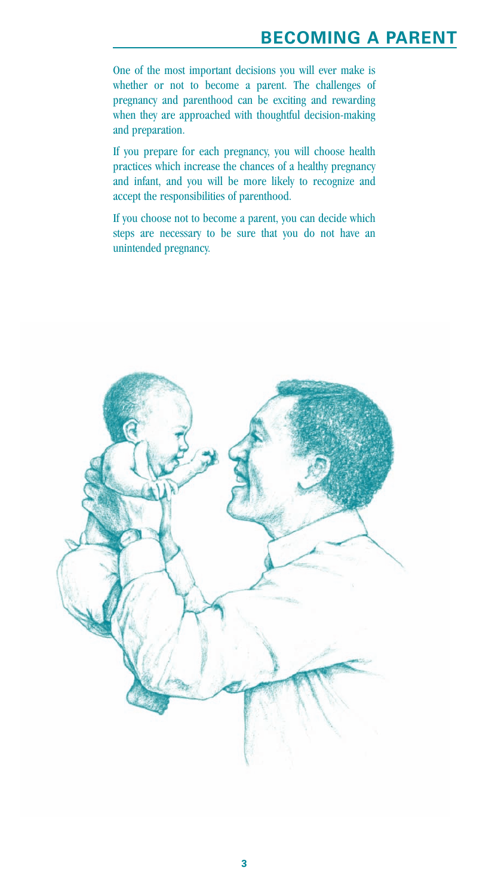# BECOMING A PARENT

One of the most important decisions you will ever make is whether or not to become a parent. The challenges of pregnancy and parenthood can be exciting and rewarding when they are approached with thoughtful decision-making and preparation.

If you prepare for each pregnancy, you will choose health practices which increase the chances of a healthy pregnancy and infant, and you will be more likely to recognize and accept the responsibilities of parenthood.

If you choose not to become a parent, you can decide which steps are necessary to be sure that you do not have an unintended pregnancy.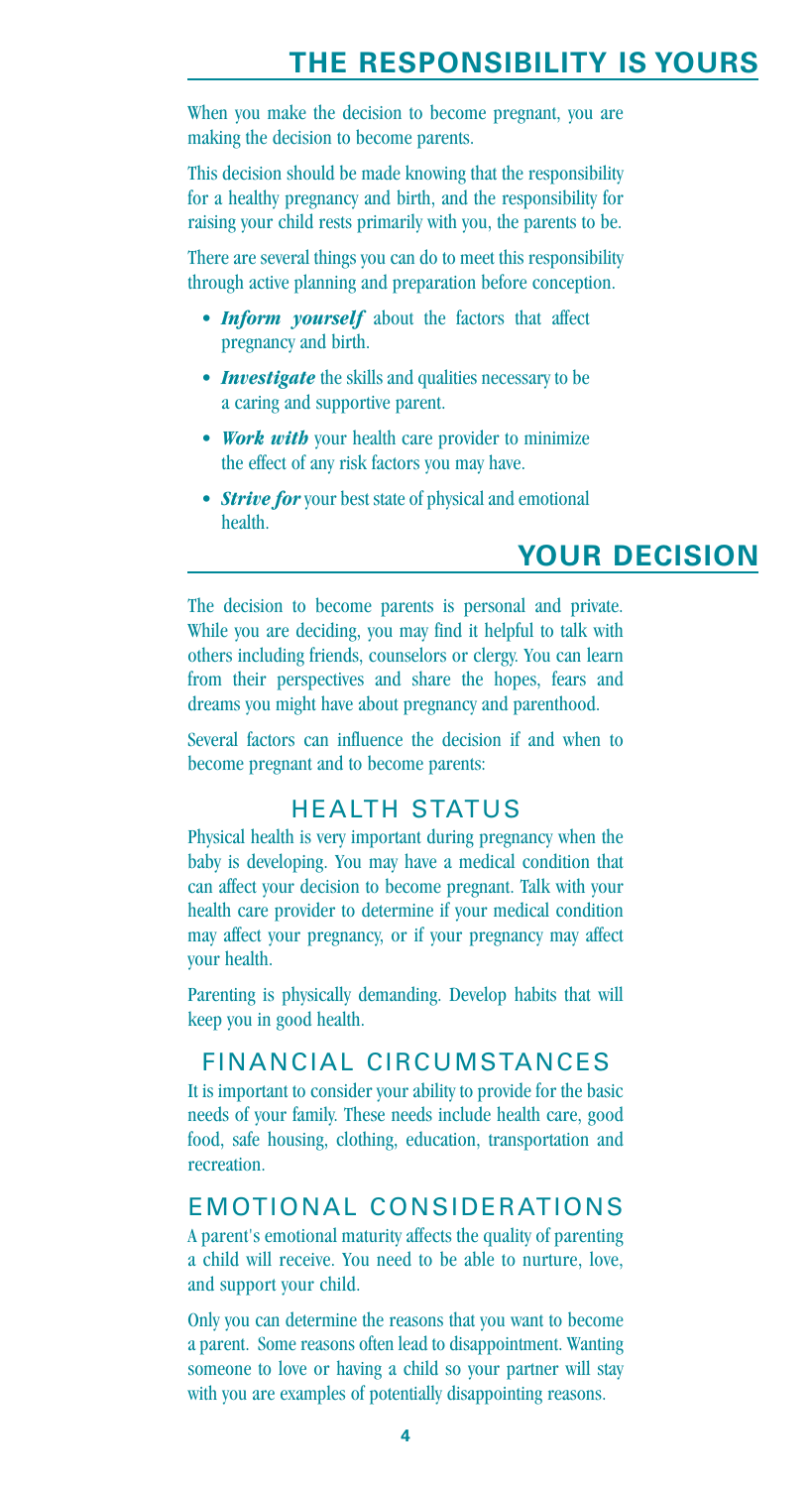## THE RESPONSIBILITY IS YOURS

When you make the decision to become pregnant, you are making the decision to become parents.

This decision should be made knowing that the responsibility for a healthy pregnancy and birth, and the responsibility for raising your child rests primarily with you, the parents to be.

There are several things you can do to meet this responsibility through active planning and preparation before conception.

- ***Inform yourself*** about the factors that affect pregnancy and birth.
- ***Investigate*** the skills and qualities necessary to be a caring and supportive parent.
- ***Work with*** your health care provider to minimize the effect of any risk factors you may have.
- ***Strive for*** your best state of physical and emotional health.

## YOUR DECISION

The decision to become parents is personal and private. While you are deciding, you may find it helpful to talk with others including friends, counselors or clergy. You can learn from their perspectives and share the hopes, fears and dreams you might have about pregnancy and parenthood.

Several factors can influence the decision if and when to become pregnant and to become parents:

### HEALTH STATUS

Physical health is very important during pregnancy when the baby is developing. You may have a medical condition that can affect your decision to become pregnant. Talk with your health care provider to determine if your medical condition may affect your pregnancy, or if your pregnancy may affect your health.

Parenting is physically demanding. Develop habits that will keep you in good health.

### FINANCIAL CIRCUMSTANCES

It is important to consider your ability to provide for the basic needs of your family. These needs include health care, good food, safe housing, clothing, education, transportation and recreation.

### EMOTIONAL CONSIDERATIONS

A parent's emotional maturity affects the quality of parenting a child will receive. You need to be able to nurture, love, and support your child.

Only you can determine the reasons that you want to become a parent. Some reasons often lead to disappointment. Wanting someone to love or having a child so your partner will stay with you are examples of potentially disappointing reasons.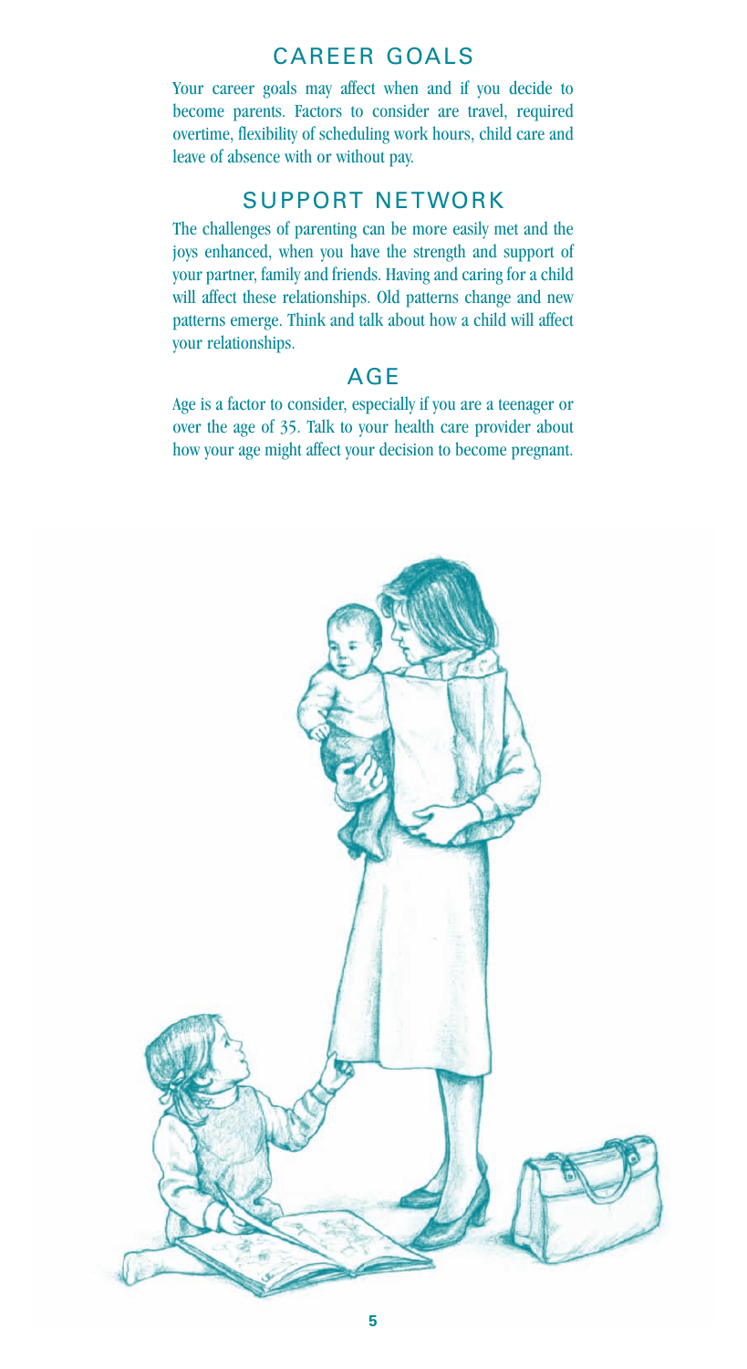## CAREER GOALS

Your career goals may affect when and if you decide to become parents. Factors to consider are travel, required overtime, flexibility of scheduling work hours, child care and leave of absence with or without pay.

## SUPPORT NETWORK

The challenges of parenting can be more easily met and the joys enhanced, when you have the strength and support of your partner, family and friends. Having and caring for a child will affect these relationships. Old patterns change and new patterns emerge. Think and talk about how a child will affect your relationships.

## AGE

Age is a factor to consider, especially if you are a teenager or over the age of 35. Talk to your health care provider about how your age might affect your decision to become pregnant.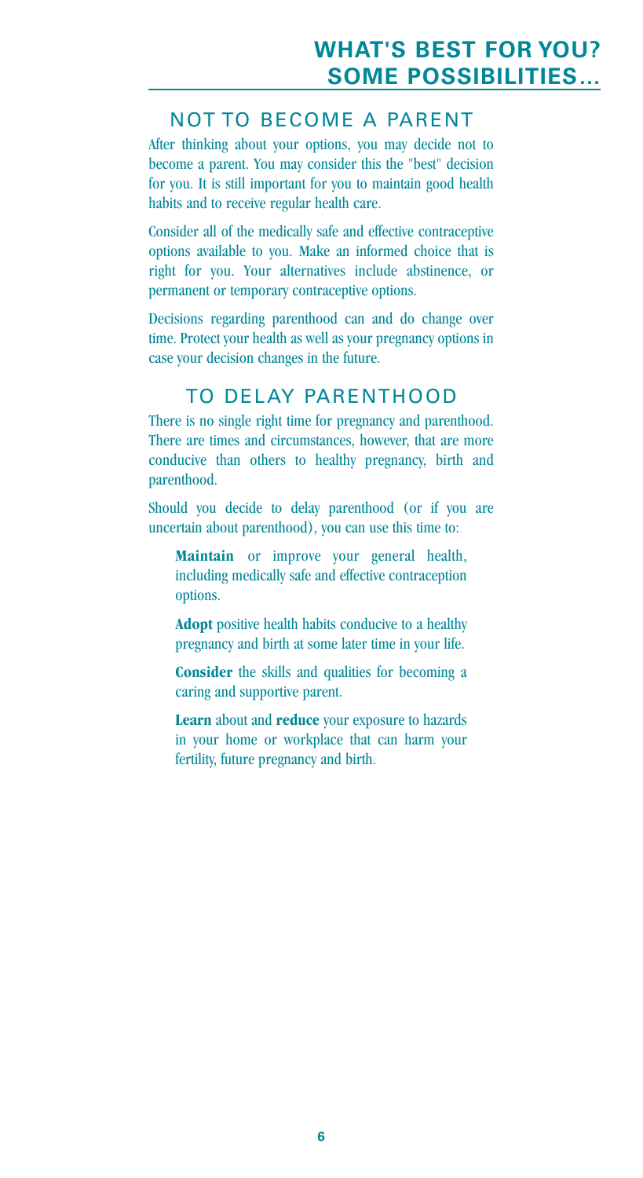# WHAT'S BEST FOR YOU? SOME POSSIBILITIES...

## NOT TO BECOME A PARENT

After thinking about your options, you may decide not to become a parent. You may consider this the "best" decision for you. It is still important for you to maintain good health habits and to receive regular health care.

Consider all of the medically safe and effective contraceptive options available to you. Make an informed choice that is right for you. Your alternatives include abstinence, or permanent or temporary contraceptive options.

Decisions regarding parenthood can and do change over time. Protect your health as well as your pregnancy options in case your decision changes in the future.

## TO DELAY PARENTHOOD

There is no single right time for pregnancy and parenthood. There are times and circumstances, however, that are more conducive than others to healthy pregnancy, birth and parenthood.

Should you decide to delay parenthood (or if you are uncertain about parenthood), you can use this time to:

**Maintain** or improve your general health, including medically safe and effective contraception options.

**Adopt** positive health habits conducive to a healthy pregnancy and birth at some later time in your life.

**Consider** the skills and qualities for becoming a caring and supportive parent.

**Learn** about and **reduce** your exposure to hazards in your home or workplace that can harm your fertility, future pregnancy and birth.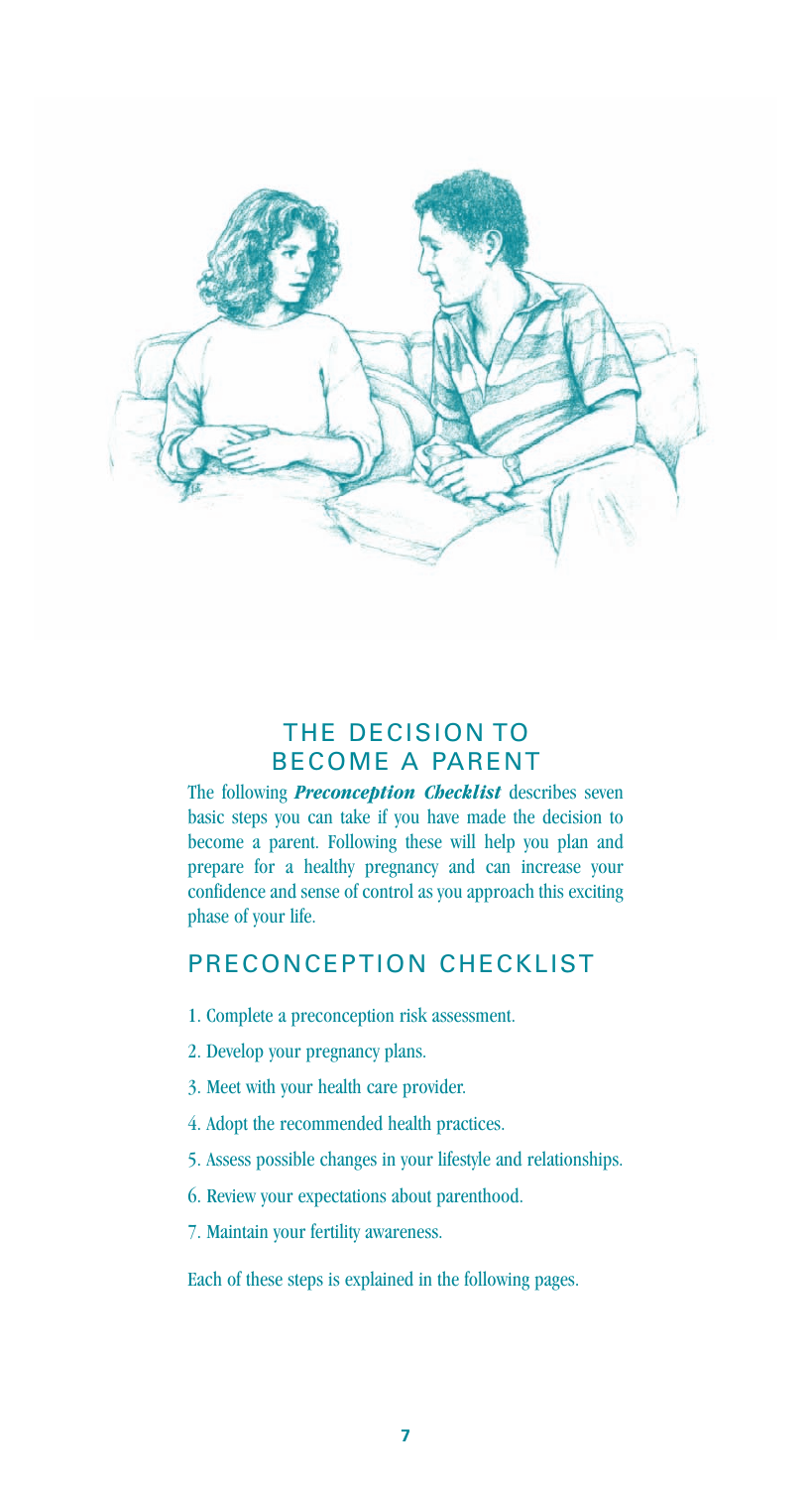## THE DECISION TO BECOME A PARENT

The following ***Preconception Checklist*** describes seven basic steps you can take if you have made the decision to become a parent. Following these will help you plan and prepare for a healthy pregnancy and can increase your confidence and sense of control as you approach this exciting phase of your life.

## PRECONCEPTION CHECKLIST

1. Complete a preconception risk assessment.
2. Develop your pregnancy plans.
3. Meet with your health care provider.
4. Adopt the recommended health practices.
5. Assess possible changes in your lifestyle and relationships.
6. Review your expectations about parenthood.
7. Maintain your fertility awareness.

Each of these steps is explained in the following pages.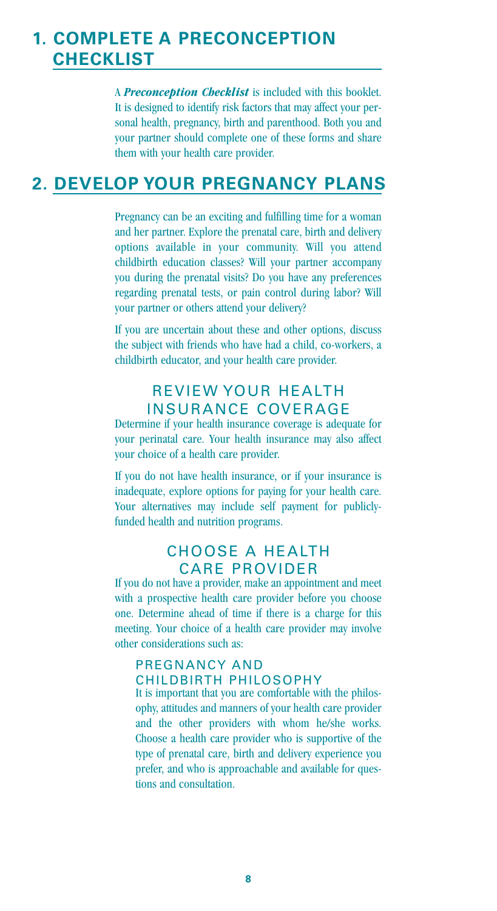## 1. COMPLETE A PRECONCEPTION CHECKLIST

A ***Preconception Checklist*** is included with this booklet. It is designed to identify risk factors that may affect your personal health, pregnancy, birth and parenthood. Both you and your partner should complete one of these forms and share them with your health care provider.

## 2. DEVELOP YOUR PREGNANCY PLANS

Pregnancy can be an exciting and fulfilling time for a woman and her partner. Explore the prenatal care, birth and delivery options available in your community. Will you attend childbirth education classes? Will your partner accompany you during the prenatal visits? Do you have any preferences regarding prenatal tests, or pain control during labor? Will your partner or others attend your delivery?

If you are uncertain about these and other options, discuss the subject with friends who have had a child, co-workers, a childbirth educator, and your health care provider.

### REVIEW YOUR HEALTH INSURANCE COVERAGE

Determine if your health insurance coverage is adequate for your perinatal care. Your health insurance may also affect your choice of a health care provider.

If you do not have health insurance, or if your insurance is inadequate, explore options for paying for your health care. Your alternatives may include self payment for publicly-funded health and nutrition programs.

### CHOOSE A HEALTH CARE PROVIDER

If you do not have a provider, make an appointment and meet with a prospective health care provider before you choose one. Determine ahead of time if there is a charge for this meeting. Your choice of a health care provider may involve other considerations such as:

#### PREGNANCY AND CHILDBIRTH PHILOSOPHY

It is important that you are comfortable with the philosophy, attitudes and manners of your health care provider and the other providers with whom he/she works. Choose a health care provider who is supportive of the type of prenatal care, birth and delivery experience you prefer, and who is approachable and available for questions and consultation.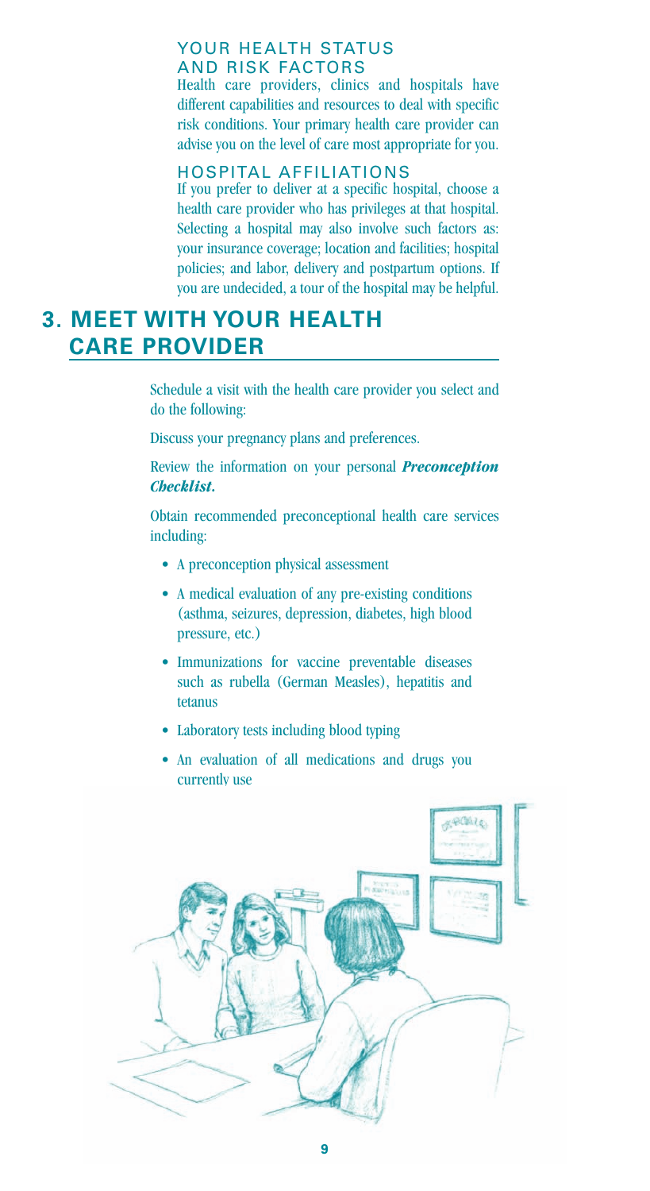### YOUR HEALTH STATUS AND RISK FACTORS

Health care providers, clinics and hospitals have different capabilities and resources to deal with specific risk conditions. Your primary health care provider can advise you on the level of care most appropriate for you.

### HOSPITAL AFFILIATIONS

If you prefer to deliver at a specific hospital, choose a health care provider who has privileges at that hospital. Selecting a hospital may also involve such factors as: your insurance coverage; location and facilities; hospital policies; and labor, delivery and postpartum options. If you are undecided, a tour of the hospital may be helpful.

## 3. MEET WITH YOUR HEALTH CARE PROVIDER

Schedule a visit with the health care provider you select and do the following:

Discuss your pregnancy plans and preferences.

Review the information on your personal ***Preconception Checklist.***

Obtain recommended preconceptional health care services including:

- A preconception physical assessment
- A medical evaluation of any pre-existing conditions (asthma, seizures, depression, diabetes, high blood pressure, etc.)
- Immunizations for vaccine preventable diseases such as rubella (German Measles), hepatitis and tetanus
- Laboratory tests including blood typing
- An evaluation of all medications and drugs you currently use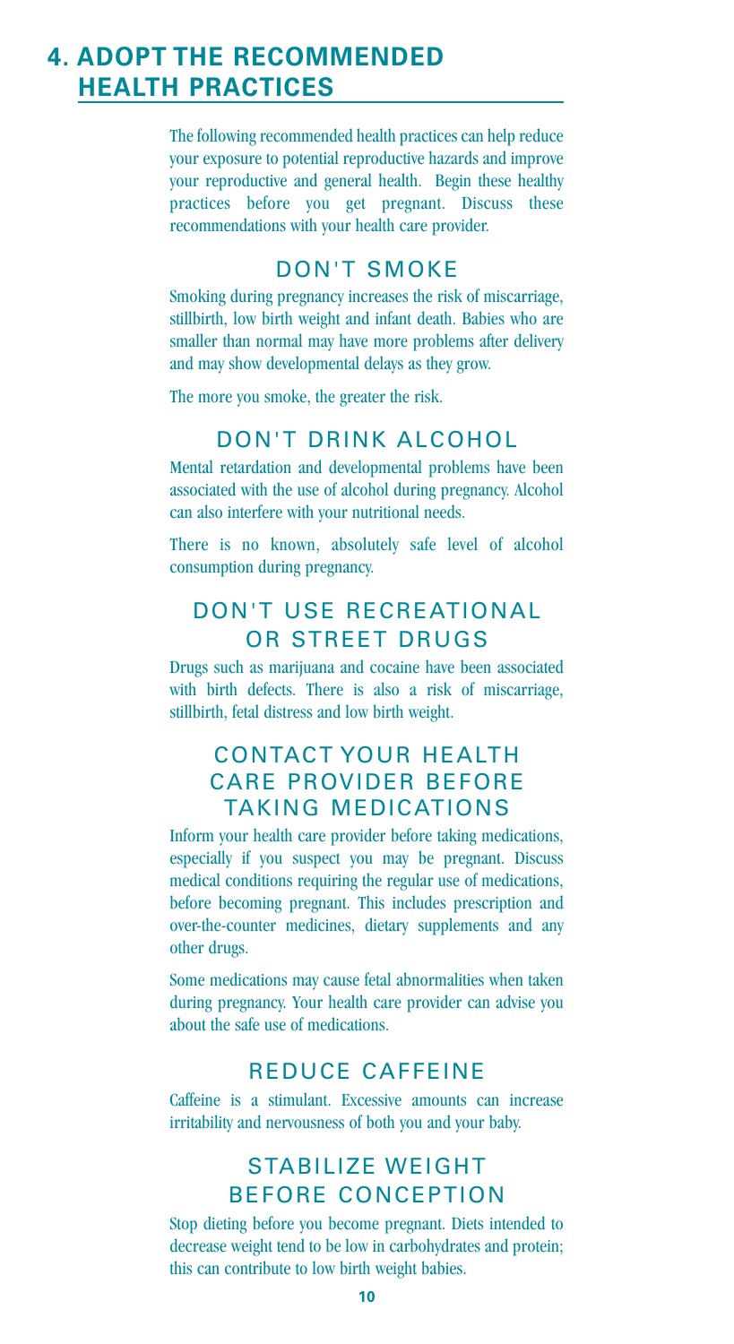## 4. ADOPT THE RECOMMENDED HEALTH PRACTICES

The following recommended health practices can help reduce your exposure to potential reproductive hazards and improve your reproductive and general health. Begin these healthy practices before you get pregnant. Discuss these recommendations with your health care provider.

### DON'T SMOKE

Smoking during pregnancy increases the risk of miscarriage, stillbirth, low birth weight and infant death. Babies who are smaller than normal may have more problems after delivery and may show developmental delays as they grow.

The more you smoke, the greater the risk.

### DON'T DRINK ALCOHOL

Mental retardation and developmental problems have been associated with the use of alcohol during pregnancy. Alcohol can also interfere with your nutritional needs.

There is no known, absolutely safe level of alcohol consumption during pregnancy.

### DON'T USE RECREATIONAL OR STREET DRUGS

Drugs such as marijuana and cocaine have been associated with birth defects. There is also a risk of miscarriage, stillbirth, fetal distress and low birth weight.

### CONTACT YOUR HEALTH CARE PROVIDER BEFORE TAKING MEDICATIONS

Inform your health care provider before taking medications, especially if you suspect you may be pregnant. Discuss medical conditions requiring the regular use of medications, before becoming pregnant. This includes prescription and over-the-counter medicines, dietary supplements and any other drugs.

Some medications may cause fetal abnormalities when taken during pregnancy. Your health care provider can advise you about the safe use of medications.

### REDUCE CAFFEINE

Caffeine is a stimulant. Excessive amounts can increase irritability and nervousness of both you and your baby.

### STABILIZE WEIGHT BEFORE CONCEPTION

Stop dieting before you become pregnant. Diets intended to decrease weight tend to be low in carbohydrates and protein; this can contribute to low birth weight babies.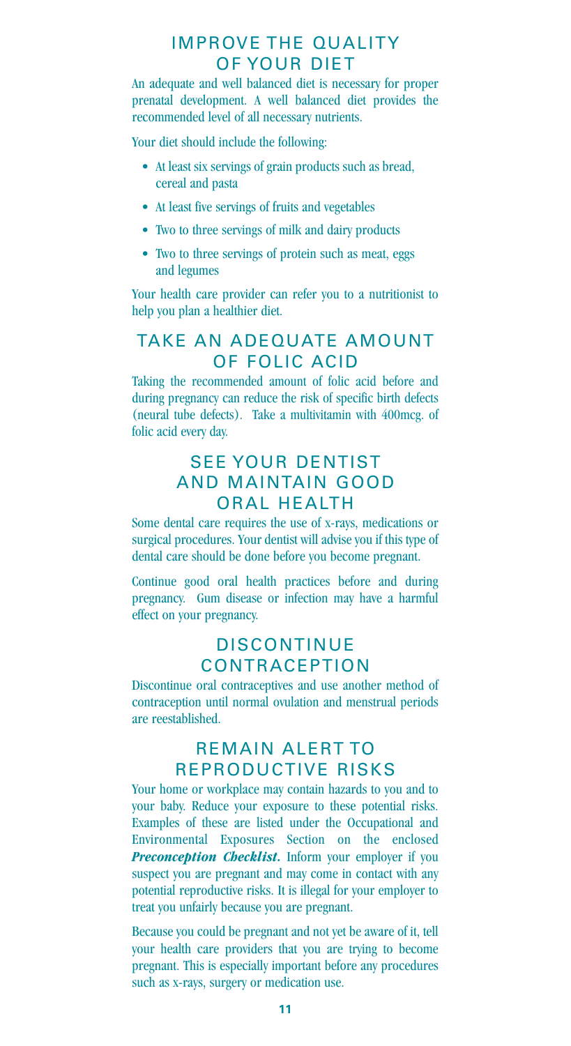## IMPROVE THE QUALITY OF YOUR DIET

An adequate and well balanced diet is necessary for proper prenatal development. A well balanced diet provides the recommended level of all necessary nutrients.

Your diet should include the following:

- At least six servings of grain products such as bread, cereal and pasta
- At least five servings of fruits and vegetables
- Two to three servings of milk and dairy products
- Two to three servings of protein such as meat, eggs and legumes

Your health care provider can refer you to a nutritionist to help you plan a healthier diet.

## TAKE AN ADEQUATE AMOUNT OF FOLIC ACID

Taking the recommended amount of folic acid before and during pregnancy can reduce the risk of specific birth defects (neural tube defects). Take a multivitamin with 400mcg. of folic acid every day.

## SEE YOUR DENTIST AND MAINTAIN GOOD ORAL HEALTH

Some dental care requires the use of x-rays, medications or surgical procedures. Your dentist will advise you if this type of dental care should be done before you become pregnant.

Continue good oral health practices before and during pregnancy. Gum disease or infection may have a harmful effect on your pregnancy.

## DISCONTINUE CONTRACEPTION

Discontinue oral contraceptives and use another method of contraception until normal ovulation and menstrual periods are reestablished.

## REMAIN ALERT TO REPRODUCTIVE RISKS

Your home or workplace may contain hazards to you and to your baby. Reduce your exposure to these potential risks. Examples of these are listed under the Occupational and Environmental Exposures Section on the enclosed ***Preconception Checklist.*** Inform your employer if you suspect you are pregnant and may come in contact with any potential reproductive risks. It is illegal for your employer to treat you unfairly because you are pregnant.

Because you could be pregnant and not yet be aware of it, tell your health care providers that you are trying to become pregnant. This is especially important before any procedures such as x-rays, surgery or medication use.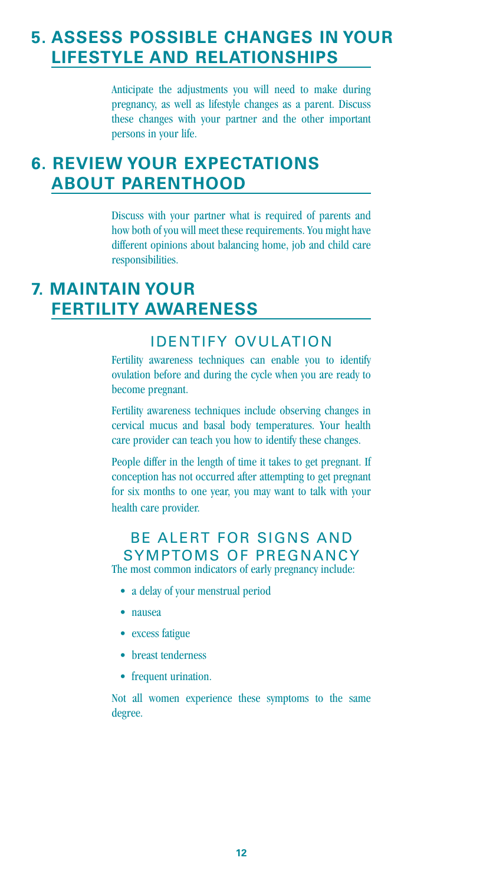## 5. ASSESS POSSIBLE CHANGES IN YOUR LIFESTYLE AND RELATIONSHIPS

Anticipate the adjustments you will need to make during pregnancy, as well as lifestyle changes as a parent. Discuss these changes with your partner and the other important persons in your life.

## 6. REVIEW YOUR EXPECTATIONS ABOUT PARENTHOOD

Discuss with your partner what is required of parents and how both of you will meet these requirements. You might have different opinions about balancing home, job and child care responsibilities.

## 7. MAINTAIN YOUR FERTILITY AWARENESS

### IDENTIFY OVULATION

Fertility awareness techniques can enable you to identify ovulation before and during the cycle when you are ready to become pregnant.

Fertility awareness techniques include observing changes in cervical mucus and basal body temperatures. Your health care provider can teach you how to identify these changes.

People differ in the length of time it takes to get pregnant. If conception has not occurred after attempting to get pregnant for six months to one year, you may want to talk with your health care provider.

### BE ALERT FOR SIGNS AND SYMPTOMS OF PREGNANCY

The most common indicators of early pregnancy include:

- a delay of your menstrual period
- nausea
- excess fatigue
- breast tenderness
- frequent urination.

Not all women experience these symptoms to the same degree.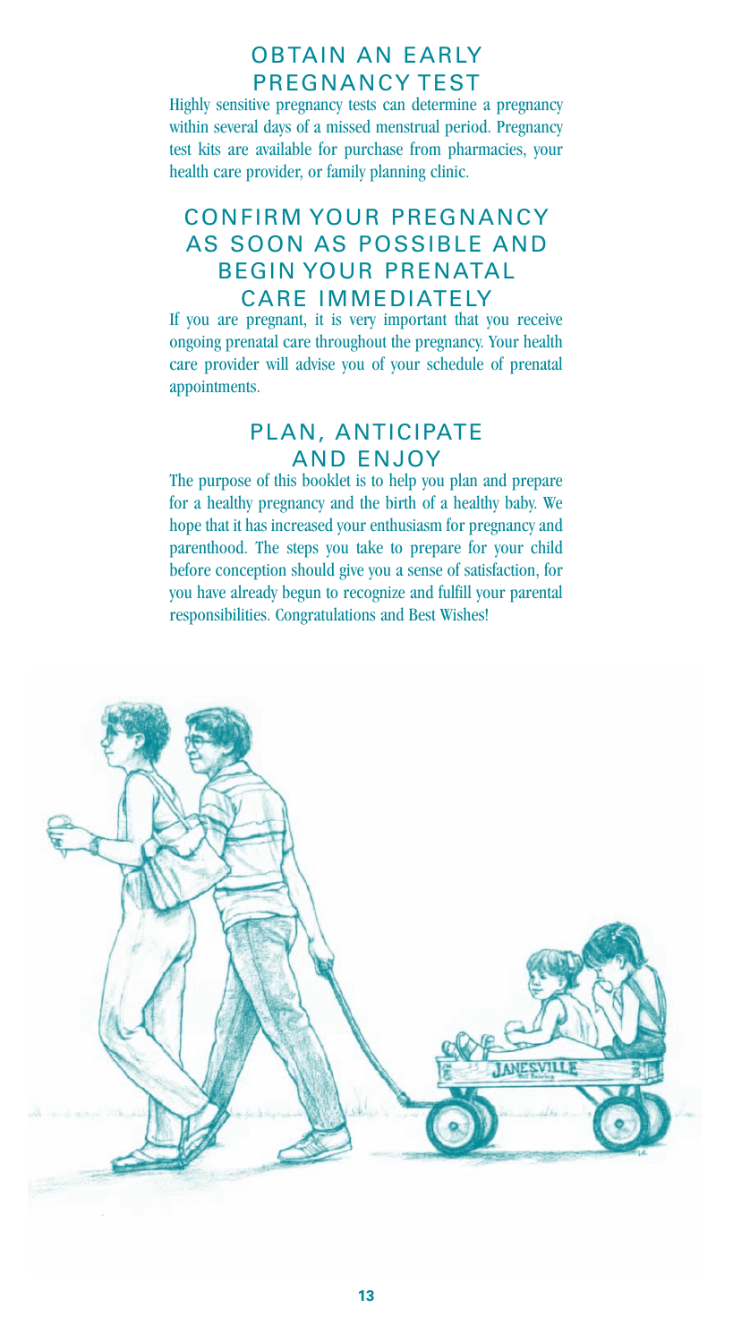## OBTAIN AN EARLY PREGNANCY TEST

Highly sensitive pregnancy tests can determine a pregnancy within several days of a missed menstrual period. Pregnancy test kits are available for purchase from pharmacies, your health care provider, or family planning clinic.

## CONFIRM YOUR PREGNANCY AS SOON AS POSSIBLE AND BEGIN YOUR PRENATAL CARE IMMEDIATELY

If you are pregnant, it is very important that you receive ongoing prenatal care throughout the pregnancy. Your health care provider will advise you of your schedule of prenatal appointments.

## PLAN, ANTICIPATE AND ENJOY

The purpose of this booklet is to help you plan and prepare for a healthy pregnancy and the birth of a healthy baby. We hope that it has increased your enthusiasm for pregnancy and parenthood. The steps you take to prepare for your child before conception should give you a sense of satisfaction, for you have already begun to recognize and fulfill your parental responsibilities. Congratulations and Best Wishes!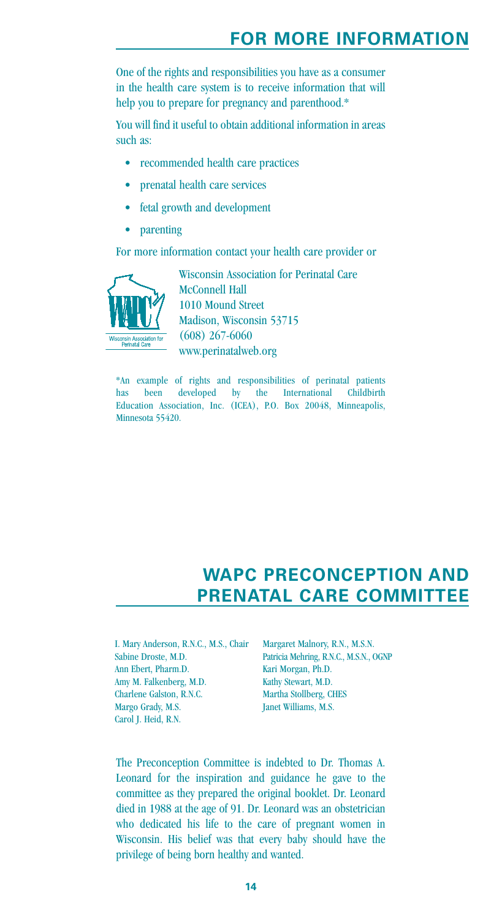## FOR MORE INFORMATION

One of the rights and responsibilities you have as a consumer in the health care system is to receive information that will help you to prepare for pregnancy and parenthood.*

You will find it useful to obtain additional information in areas such as:

- recommended health care practices
- prenatal health care services
- fetal growth and development
- parenting

For more information contact your health care provider or

Wisconsin Association for Perinatal Care
McConnell Hall
1010 Mound Street
Madison, Wisconsin 53715
(608) 267-6060
www.perinatalweb.org

*An example of rights and responsibilities of perinatal patients has been developed by the International Childbirth Education Association, Inc. (ICEA), P.O. Box 20048, Minneapolis, Minnesota 55420.

## WAPC PRECONCEPTION AND PRENATAL CARE COMMITTEE

I. Mary Anderson, R.N.C., M.S., Chair
Sabine Droste, M.D.
Ann Ebert, Pharm.D.
Amy M. Falkenberg, M.D.
Charlene Galston, R.N.C.
Margo Grady, M.S.
Carol J. Heid, R.N.
Margaret Malnory, R.N., M.S.N.
Patricia Mehring, R.N.C., M.S.N., OGNP
Kari Morgan, Ph.D.
Kathy Stewart, M.D.
Martha Stollberg, CHES
Janet Williams, M.S.

The Preconception Committee is indebted to Dr. Thomas A. Leonard for the inspiration and guidance he gave to the committee as they prepared the original booklet. Dr. Leonard died in 1988 at the age of 91. Dr. Leonard was an obstetrician who dedicated his life to the care of pregnant women in Wisconsin. His belief was that every baby should have the privilege of being born healthy and wanted.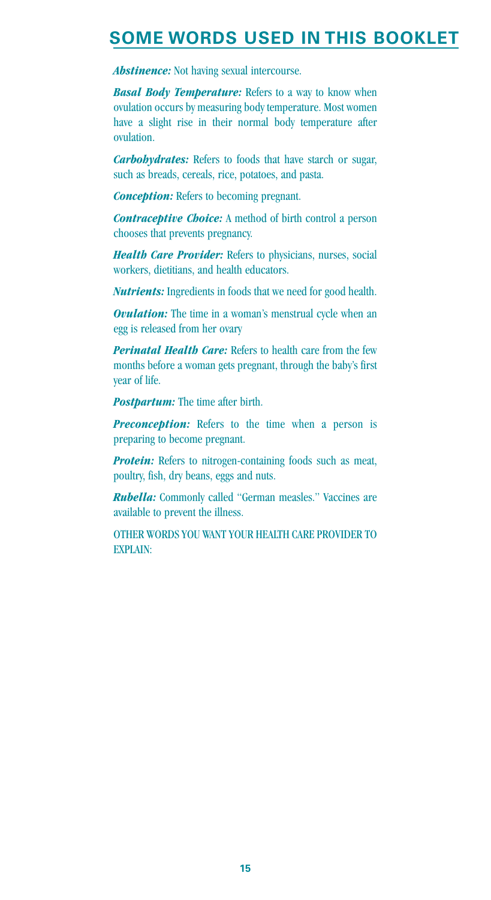## SOME WORDS USED IN THIS BOOKLET

***Abstinence:*** Not having sexual intercourse.

***Basal Body Temperature:*** Refers to a way to know when ovulation occurs by measuring body temperature. Most women have a slight rise in their normal body temperature after ovulation.

***Carbohydrates:*** Refers to foods that have starch or sugar, such as breads, cereals, rice, potatoes, and pasta.

***Conception:*** Refers to becoming pregnant.

***Contraceptive Choice:*** A method of birth control a person chooses that prevents pregnancy.

***Health Care Provider:*** Refers to physicians, nurses, social workers, dietitians, and health educators.

***Nutrients:*** Ingredients in foods that we need for good health.

***Ovulation:*** The time in a woman's menstrual cycle when an egg is released from her ovary

***Perinatal Health Care:*** Refers to health care from the few months before a woman gets pregnant, through the baby's first year of life.

***Postpartum:*** The time after birth.

***Preconception:*** Refers to the time when a person is preparing to become pregnant.

***Protein:*** Refers to nitrogen-containing foods such as meat, poultry, fish, dry beans, eggs and nuts.

***Rubella:*** Commonly called "German measles." Vaccines are available to prevent the illness.

OTHER WORDS YOU WANT YOUR HEALTH CARE PROVIDER TO EXPLAIN: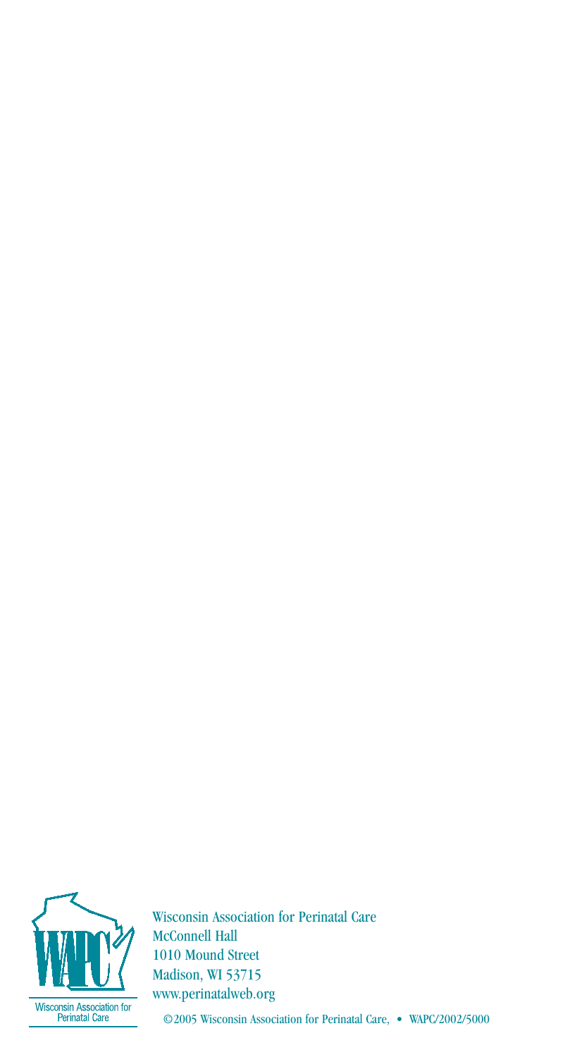WAPC

Wisconsin Association for Perinatal Care

Wisconsin Association for Perinatal Care
McConnell Hall
1010 Mound Street
Madison, WI 53715
www.perinatalweb.org

© 2005 Wisconsin Association for Perinatal Care, • WAPC/2002/5000